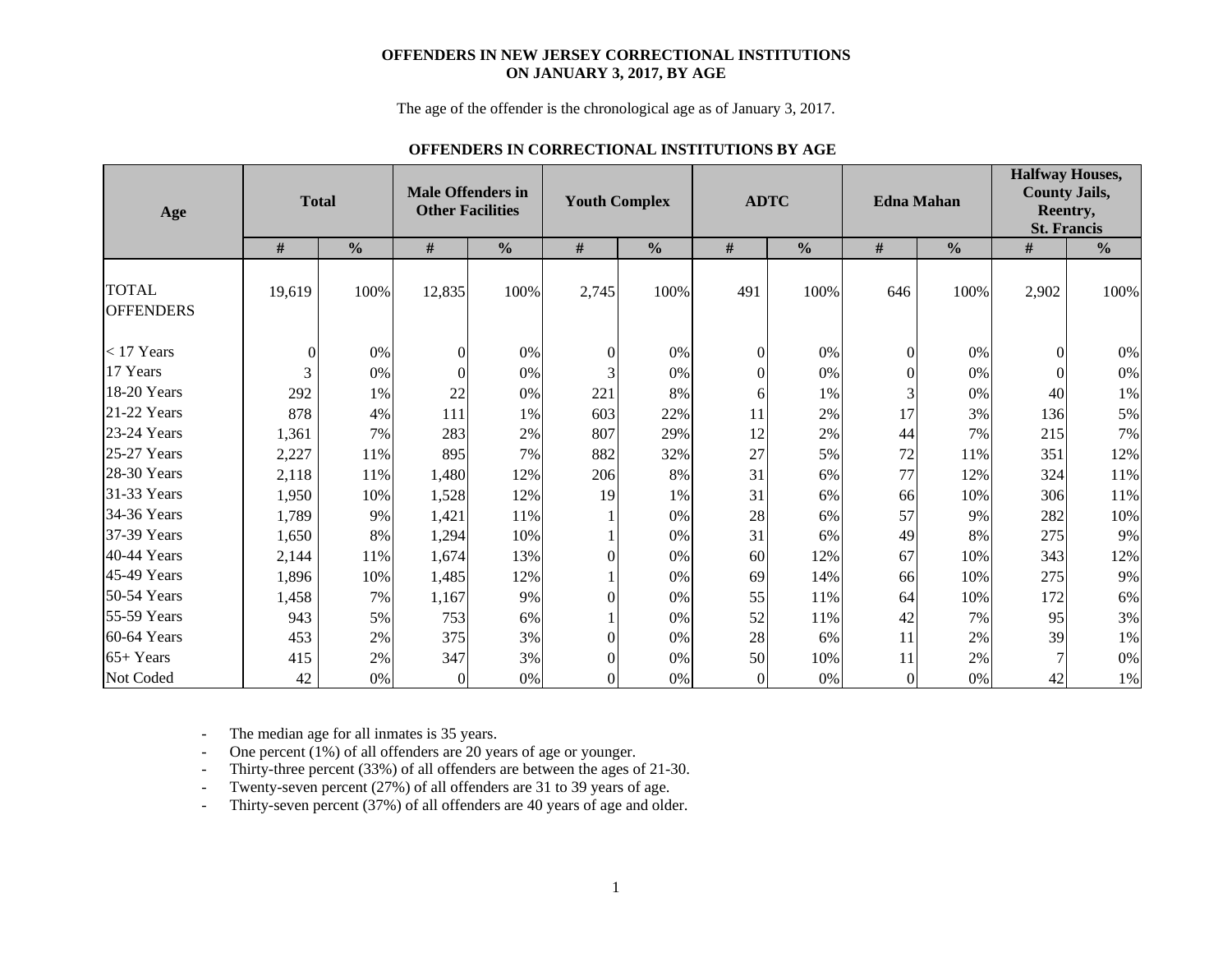# OFFENDERS IN NEW JERSEY CORRECTIONAL INSTITUTIONS ON JANUARY 3, 2017, BY AGE

The age of the offender is the chronological age as of January 3, 2017.

## OFFENDERS IN CORRECTIONAL INSTITUTIONS BY AGE

| Age | Total | | Male Offenders in Other Facilities | | Youth Complex | | ADTC | | Edna Mahan | | Halfway Houses, County Jails, Reentry, St. Francis | |
|---|---|---|---|---|---|---|---|---|---|---|---|---|
| | # | % | # | % | # | % | # | % | # | % | # | % |
| TOTAL OFFENDERS | 19,619 | 100% | 12,835 | 100% | 2,745 | 100% | 491 | 100% | 646 | 100% | 2,902 | 100% |
| < 17 Years | 0 | 0% | 0 | 0% | 0 | 0% | 0 | 0% | 0 | 0% | 0 | 0% |
| 17 Years | 3 | 0% | 0 | 0% | 3 | 0% | 0 | 0% | 0 | 0% | 0 | 0% |
| 18-20 Years | 292 | 1% | 22 | 0% | 221 | 8% | 6 | 1% | 3 | 0% | 40 | 1% |
| 21-22 Years | 878 | 4% | 111 | 1% | 603 | 22% | 11 | 2% | 17 | 3% | 136 | 5% |
| 23-24 Years | 1,361 | 7% | 283 | 2% | 807 | 29% | 12 | 2% | 44 | 7% | 215 | 7% |
| 25-27 Years | 2,227 | 11% | 895 | 7% | 882 | 32% | 27 | 5% | 72 | 11% | 351 | 12% |
| 28-30 Years | 2,118 | 11% | 1,480 | 12% | 206 | 8% | 31 | 6% | 77 | 12% | 324 | 11% |
| 31-33 Years | 1,950 | 10% | 1,528 | 12% | 19 | 1% | 31 | 6% | 66 | 10% | 306 | 11% |
| 34-36 Years | 1,789 | 9% | 1,421 | 11% | 1 | 0% | 28 | 6% | 57 | 9% | 282 | 10% |
| 37-39 Years | 1,650 | 8% | 1,294 | 10% | 1 | 0% | 31 | 6% | 49 | 8% | 275 | 9% |
| 40-44 Years | 2,144 | 11% | 1,674 | 13% | 0 | 0% | 60 | 12% | 67 | 10% | 343 | 12% |
| 45-49 Years | 1,896 | 10% | 1,485 | 12% | 1 | 0% | 69 | 14% | 66 | 10% | 275 | 9% |
| 50-54 Years | 1,458 | 7% | 1,167 | 9% | 0 | 0% | 55 | 11% | 64 | 10% | 172 | 6% |
| 55-59 Years | 943 | 5% | 753 | 6% | 1 | 0% | 52 | 11% | 42 | 7% | 95 | 3% |
| 60-64 Years | 453 | 2% | 375 | 3% | 0 | 0% | 28 | 6% | 11 | 2% | 39 | 1% |
| 65+ Years | 415 | 2% | 347 | 3% | 0 | 0% | 50 | 10% | 11 | 2% | 7 | 0% |
| Not Coded | 42 | 0% | 0 | 0% | 0 | 0% | 0 | 0% | 0 | 0% | 42 | 1% |

- The median age for all inmates is 35 years.
- One percent (1%) of all offenders are 20 years of age or younger.
- Thirty-three percent (33%) of all offenders are between the ages of 21-30.
- Twenty-seven percent (27%) of all offenders are 31 to 39 years of age.
- Thirty-seven percent (37%) of all offenders are 40 years of age and older.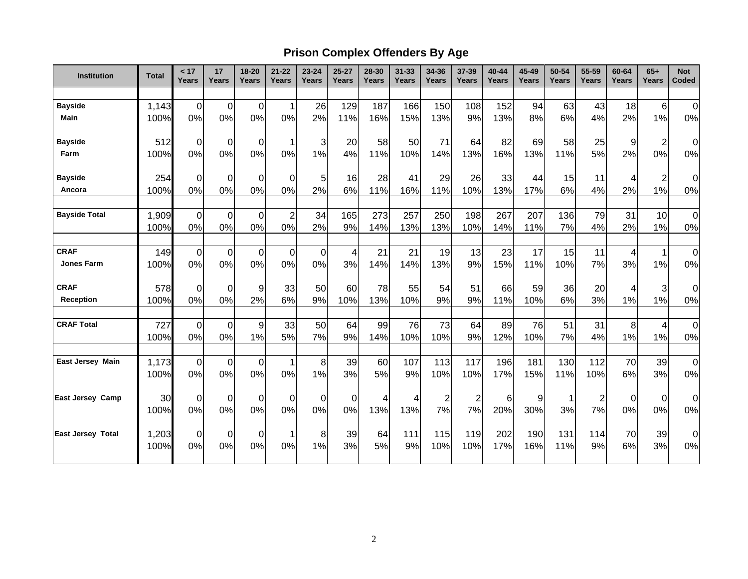## Prison Complex Offenders By Age

| Institution | Total | < 17 Years | 17 Years | 18-20 Years | 21-22 Years | 23-24 Years | 25-27 Years | 28-30 Years | 31-33 Years | 34-36 Years | 37-39 Years | 40-44 Years | 45-49 Years | 50-54 Years | 55-59 Years | 60-64 Years | 65+ Years | Not Coded |
|---|---|---|---|---|---|---|---|---|---|---|---|---|---|---|---|---|---|---|
| **Bayside Main** | 1,143 | 0 | 0 | 0 | 1 | 26 | 129 | 187 | 166 | 150 | 108 | 152 | 94 | 63 | 43 | 18 | 6 | 0 |
| | 100% | 0% | 0% | 0% | 0% | 2% | 11% | 16% | 15% | 13% | 9% | 13% | 8% | 6% | 4% | 2% | 1% | 0% |
| **Bayside Farm** | 512 | 0 | 0 | 0 | 1 | 3 | 20 | 58 | 50 | 71 | 64 | 82 | 69 | 58 | 25 | 9 | 2 | 0 |
| | 100% | 0% | 0% | 0% | 0% | 1% | 4% | 11% | 10% | 14% | 13% | 16% | 13% | 11% | 5% | 2% | 0% | 0% |
| **Bayside Ancora** | 254 | 0 | 0 | 0 | 0 | 5 | 16 | 28 | 41 | 29 | 26 | 33 | 44 | 15 | 11 | 4 | 2 | 0 |
| | 100% | 0% | 0% | 0% | 0% | 2% | 6% | 11% | 16% | 11% | 10% | 13% | 17% | 6% | 4% | 2% | 1% | 0% |
| **Bayside Total** | 1,909 | 0 | 0 | 0 | 2 | 34 | 165 | 273 | 257 | 250 | 198 | 267 | 207 | 136 | 79 | 31 | 10 | 0 |
| | 100% | 0% | 0% | 0% | 0% | 2% | 9% | 14% | 13% | 13% | 10% | 14% | 11% | 7% | 4% | 2% | 1% | 0% |
| **CRAF Jones Farm** | 149 | 0 | 0 | 0 | 0 | 0 | 4 | 21 | 21 | 19 | 13 | 23 | 17 | 15 | 11 | 4 | 1 | 0 |
| | 100% | 0% | 0% | 0% | 0% | 0% | 3% | 14% | 14% | 13% | 9% | 15% | 11% | 10% | 7% | 3% | 1% | 0% |
| **CRAF Reception** | 578 | 0 | 0 | 9 | 33 | 50 | 60 | 78 | 55 | 54 | 51 | 66 | 59 | 36 | 20 | 4 | 3 | 0 |
| | 100% | 0% | 0% | 2% | 6% | 9% | 10% | 13% | 10% | 9% | 9% | 11% | 10% | 6% | 3% | 1% | 1% | 0% |
| **CRAF Total** | 727 | 0 | 0 | 9 | 33 | 50 | 64 | 99 | 76 | 73 | 64 | 89 | 76 | 51 | 31 | 8 | 4 | 0 |
| | 100% | 0% | 0% | 1% | 5% | 7% | 9% | 14% | 10% | 10% | 9% | 12% | 10% | 7% | 4% | 1% | 1% | 0% |
| **East Jersey Main** | 1,173 | 0 | 0 | 0 | 1 | 8 | 39 | 60 | 107 | 113 | 117 | 196 | 181 | 130 | 112 | 70 | 39 | 0 |
| | 100% | 0% | 0% | 0% | 0% | 1% | 3% | 5% | 9% | 10% | 10% | 17% | 15% | 11% | 10% | 6% | 3% | 0% |
| **East Jersey Camp** | 30 | 0 | 0 | 0 | 0 | 0 | 0 | 4 | 4 | 2 | 2 | 6 | 9 | 1 | 2 | 0 | 0 | 0 |
| | 100% | 0% | 0% | 0% | 0% | 0% | 0% | 13% | 13% | 7% | 7% | 20% | 30% | 3% | 7% | 0% | 0% | 0% |
| **East Jersey Total** | 1,203 | 0 | 0 | 0 | 1 | 8 | 39 | 64 | 111 | 115 | 119 | 202 | 190 | 131 | 114 | 70 | 39 | 0 |
| | 100% | 0% | 0% | 0% | 0% | 1% | 3% | 5% | 9% | 10% | 10% | 17% | 16% | 11% | 9% | 6% | 3% | 0% |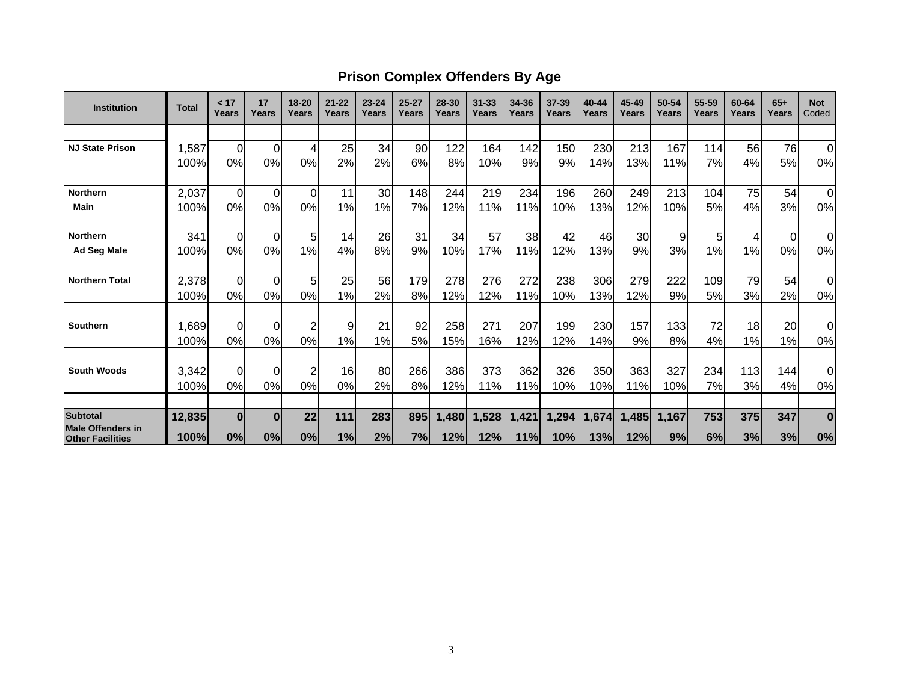## Prison Complex Offenders By Age

| Institution | Total | < 17 Years | 17 Years | 18-20 Years | 21-22 Years | 23-24 Years | 25-27 Years | 28-30 Years | 31-33 Years | 34-36 Years | 37-39 Years | 40-44 Years | 45-49 Years | 50-54 Years | 55-59 Years | 60-64 Years | 65+ Years | Not Coded |
|---|---|---|---|---|---|---|---|---|---|---|---|---|---|---|---|---|---|---|
| **NJ State Prison** | 1,587 | 0 | 0 | 4 | 25 | 34 | 90 | 122 | 164 | 142 | 150 | 230 | 213 | 167 | 114 | 56 | 76 | 0 |
| | 100% | 0% | 0% | 0% | 2% | 2% | 6% | 8% | 10% | 9% | 9% | 14% | 13% | 11% | 7% | 4% | 5% | 0% |
| **Northern Main** | 2,037 | 0 | 0 | 0 | 11 | 30 | 148 | 244 | 219 | 234 | 196 | 260 | 249 | 213 | 104 | 75 | 54 | 0 |
| | 100% | 0% | 0% | 0% | 1% | 1% | 7% | 12% | 11% | 11% | 10% | 13% | 12% | 10% | 5% | 4% | 3% | 0% |
| **Northern Ad Seg Male** | 341 | 0 | 0 | 5 | 14 | 26 | 31 | 34 | 57 | 38 | 42 | 46 | 30 | 9 | 5 | 4 | 0 | 0 |
| | 100% | 0% | 0% | 1% | 4% | 8% | 9% | 10% | 17% | 11% | 12% | 13% | 9% | 3% | 1% | 1% | 0% | 0% |
| **Northern Total** | 2,378 | 0 | 0 | 5 | 25 | 56 | 179 | 278 | 276 | 272 | 238 | 306 | 279 | 222 | 109 | 79 | 54 | 0 |
| | 100% | 0% | 0% | 0% | 1% | 2% | 8% | 12% | 12% | 11% | 10% | 13% | 12% | 9% | 5% | 3% | 2% | 0% |
| **Southern** | 1,689 | 0 | 0 | 2 | 9 | 21 | 92 | 258 | 271 | 207 | 199 | 230 | 157 | 133 | 72 | 18 | 20 | 0 |
| | 100% | 0% | 0% | 0% | 1% | 1% | 5% | 15% | 16% | 12% | 12% | 14% | 9% | 8% | 4% | 1% | 1% | 0% |
| **South Woods** | 3,342 | 0 | 0 | 2 | 16 | 80 | 266 | 386 | 373 | 362 | 326 | 350 | 363 | 327 | 234 | 113 | 144 | 0 |
| | 100% | 0% | 0% | 0% | 0% | 2% | 8% | 12% | 11% | 11% | 10% | 10% | 11% | 10% | 7% | 3% | 4% | 0% |
| **Subtotal Male Offenders in Other Facilities** | **12,835** | **0** | **0** | **22** | **111** | **283** | **895** | **1,480** | **1,528** | **1,421** | **1,294** | **1,674** | **1,485** | **1,167** | **753** | **375** | **347** | **0** |
| | **100%** | **0%** | **0%** | **0%** | **1%** | **2%** | **7%** | **12%** | **12%** | **11%** | **10%** | **13%** | **12%** | **9%** | **6%** | **3%** | **3%** | **0%** |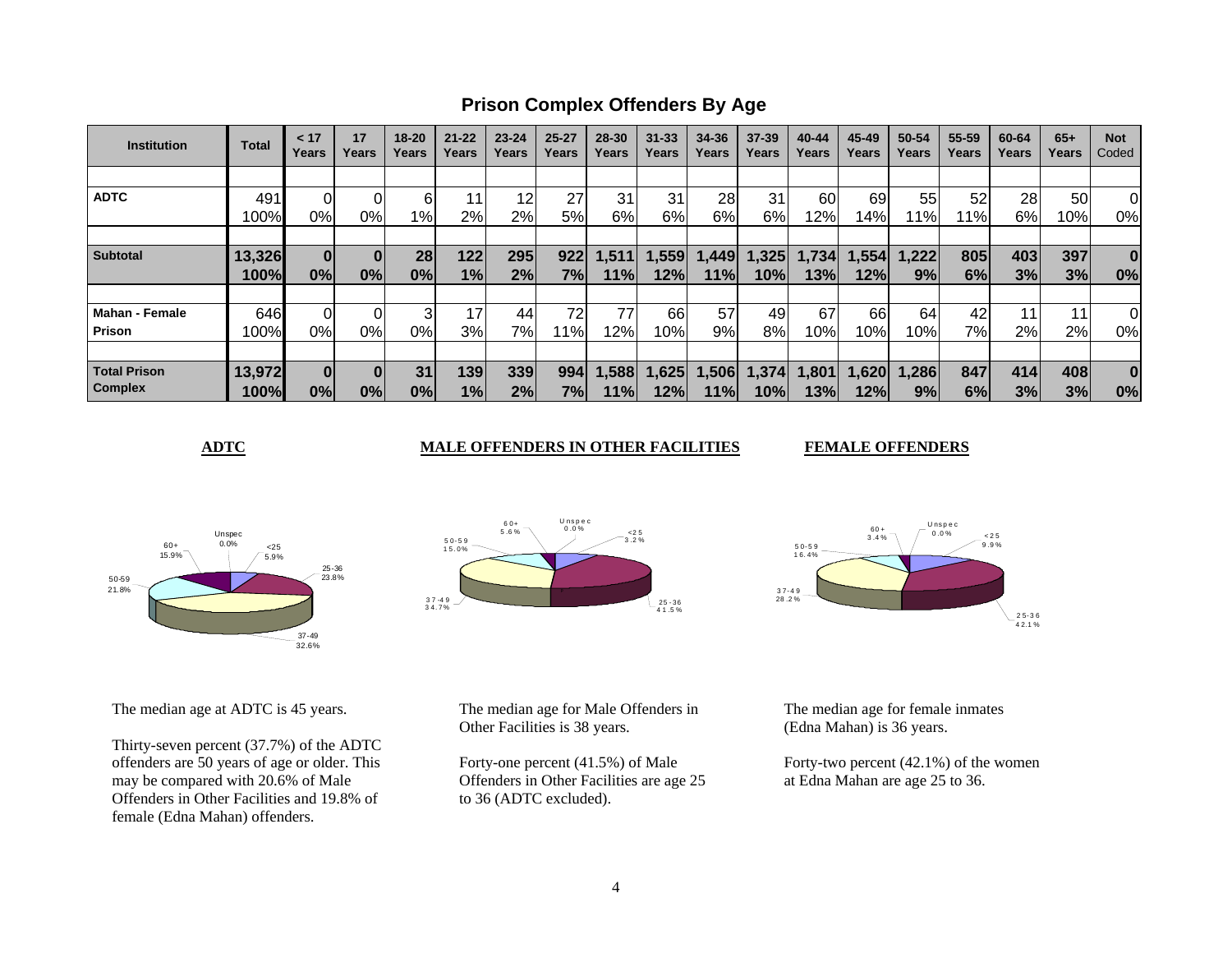# Prison Complex Offenders By Age

| Institution | Total | < 17 Years | 17 Years | 18-20 Years | 21-22 Years | 23-24 Years | 25-27 Years | 28-30 Years | 31-33 Years | 34-36 Years | 37-39 Years | 40-44 Years | 45-49 Years | 50-54 Years | 55-59 Years | 60-64 Years | 65+ Years | Not Coded |
|---|---|---|---|---|---|---|---|---|---|---|---|---|---|---|---|---|---|---|
| **ADTC** | 491 | 0 | 0 | 6 | 11 | 12 | 27 | 31 | 31 | 28 | 31 | 60 | 69 | 55 | 52 | 28 | 50 | 0 |
| | 100% | 0% | 0% | 1% | 2% | 2% | 5% | 6% | 6% | 6% | 6% | 12% | 14% | 11% | 11% | 6% | 10% | 0% |
| **Subtotal** | **13,326** | **0** | **0** | **28** | **122** | **295** | **922** | **1,511** | **1,559** | **1,449** | **1,325** | **1,734** | **1,554** | **1,222** | **805** | **403** | **397** | **0** |
| | **100%** | **0%** | **0%** | **0%** | **1%** | **2%** | **7%** | **11%** | **12%** | **11%** | **10%** | **13%** | **12%** | **9%** | **6%** | **3%** | **3%** | **0%** |
| **Mahan - Female Prison** | 646 | 0 | 0 | 3 | 17 | 44 | 72 | 77 | 66 | 57 | 49 | 67 | 66 | 64 | 42 | 11 | 11 | 0 |
| | 100% | 0% | 0% | 0% | 3% | 7% | 11% | 12% | 10% | 9% | 8% | 10% | 10% | 10% | 7% | 2% | 2% | 0% |
| **Total Prison Complex** | **13,972** | **0** | **0** | **31** | **139** | **339** | **994** | **1,588** | **1,625** | **1,506** | **1,374** | **1,801** | **1,620** | **1,286** | **847** | **414** | **408** | **0** |
| | **100%** | **0%** | **0%** | **0%** | **1%** | **2%** | **7%** | **11%** | **12%** | **11%** | **10%** | **13%** | **12%** | **9%** | **6%** | **3%** | **3%** | **0%** |

**ADTC**

The median age at ADTC is 45 years.

Thirty-seven percent (37.7%) of the ADTC offenders are 50 years of age or older. This may be compared with 20.6% of Male Offenders in Other Facilities and 19.8% of female (Edna Mahan) offenders.

**MALE OFFENDERS IN OTHER FACILITIES**

The median age for Male Offenders in Other Facilities is 38 years.

Forty-one percent (41.5%) of Male Offenders in Other Facilities are age 25 to 36 (ADTC excluded).

**FEMALE OFFENDERS**

The median age for female inmates (Edna Mahan) is 36 years.

Forty-two percent (42.1%) of the women at Edna Mahan are age 25 to 36.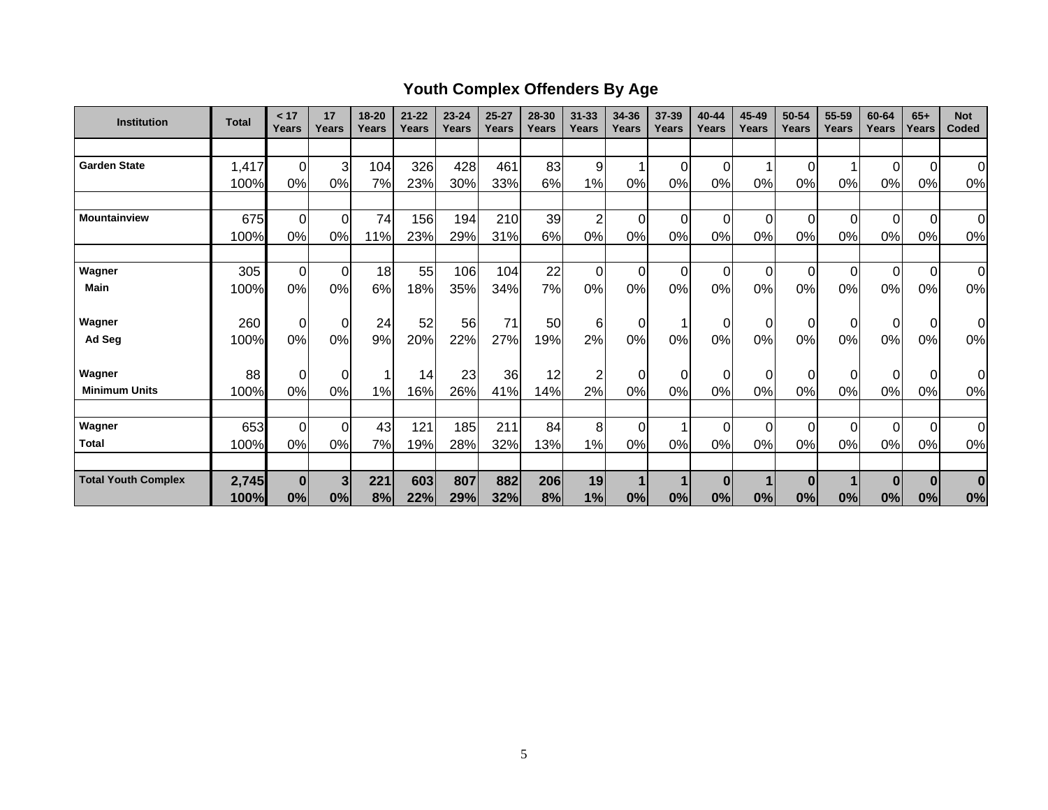## Youth Complex Offenders By Age

| Institution | Total | < 17 Years | 17 Years | 18-20 Years | 21-22 Years | 23-24 Years | 25-27 Years | 28-30 Years | 31-33 Years | 34-36 Years | 37-39 Years | 40-44 Years | 45-49 Years | 50-54 Years | 55-59 Years | 60-64 Years | 65+ Years | Not Coded |
|---|---|---|---|---|---|---|---|---|---|---|---|---|---|---|---|---|---|---|
| **Garden State** | 1,417 | 0 | 3 | 104 | 326 | 428 | 461 | 83 | 9 | 1 | 0 | 0 | 1 | 0 | 1 | 0 | 0 | 0 |
| | 100% | 0% | 0% | 7% | 23% | 30% | 33% | 6% | 1% | 0% | 0% | 0% | 0% | 0% | 0% | 0% | 0% | 0% |
| **Mountainview** | 675 | 0 | 0 | 74 | 156 | 194 | 210 | 39 | 2 | 0 | 0 | 0 | 0 | 0 | 0 | 0 | 0 | 0 |
| | 100% | 0% | 0% | 11% | 23% | 29% | 31% | 6% | 0% | 0% | 0% | 0% | 0% | 0% | 0% | 0% | 0% | 0% |
| **Wagner** | 305 | 0 | 0 | 18 | 55 | 106 | 104 | 22 | 0 | 0 | 0 | 0 | 0 | 0 | 0 | 0 | 0 | 0 |
| **Main** | 100% | 0% | 0% | 6% | 18% | 35% | 34% | 7% | 0% | 0% | 0% | 0% | 0% | 0% | 0% | 0% | 0% | 0% |
| **Wagner** | 260 | 0 | 0 | 24 | 52 | 56 | 71 | 50 | 6 | 0 | 1 | 0 | 0 | 0 | 0 | 0 | 0 | 0 |
| **Ad Seg** | 100% | 0% | 0% | 9% | 20% | 22% | 27% | 19% | 2% | 0% | 0% | 0% | 0% | 0% | 0% | 0% | 0% | 0% |
| **Wagner** | 88 | 0 | 0 | 1 | 14 | 23 | 36 | 12 | 2 | 0 | 0 | 0 | 0 | 0 | 0 | 0 | 0 | 0 |
| **Minimum Units** | 100% | 0% | 0% | 1% | 16% | 26% | 41% | 14% | 2% | 0% | 0% | 0% | 0% | 0% | 0% | 0% | 0% | 0% |
| **Wagner** | 653 | 0 | 0 | 43 | 121 | 185 | 211 | 84 | 8 | 0 | 1 | 0 | 0 | 0 | 0 | 0 | 0 | 0 |
| **Total** | 100% | 0% | 0% | 7% | 19% | 28% | 32% | 13% | 1% | 0% | 0% | 0% | 0% | 0% | 0% | 0% | 0% | 0% |
| **Total Youth Complex** | **2,745** | **0** | **3** | **221** | **603** | **807** | **882** | **206** | **19** | **1** | **1** | **0** | **1** | **0** | **1** | **0** | **0** | **0** |
| | **100%** | **0%** | **0%** | **8%** | **22%** | **29%** | **32%** | **8%** | **1%** | **0%** | **0%** | **0%** | **0%** | **0%** | **0%** | **0%** | **0%** | **0%** |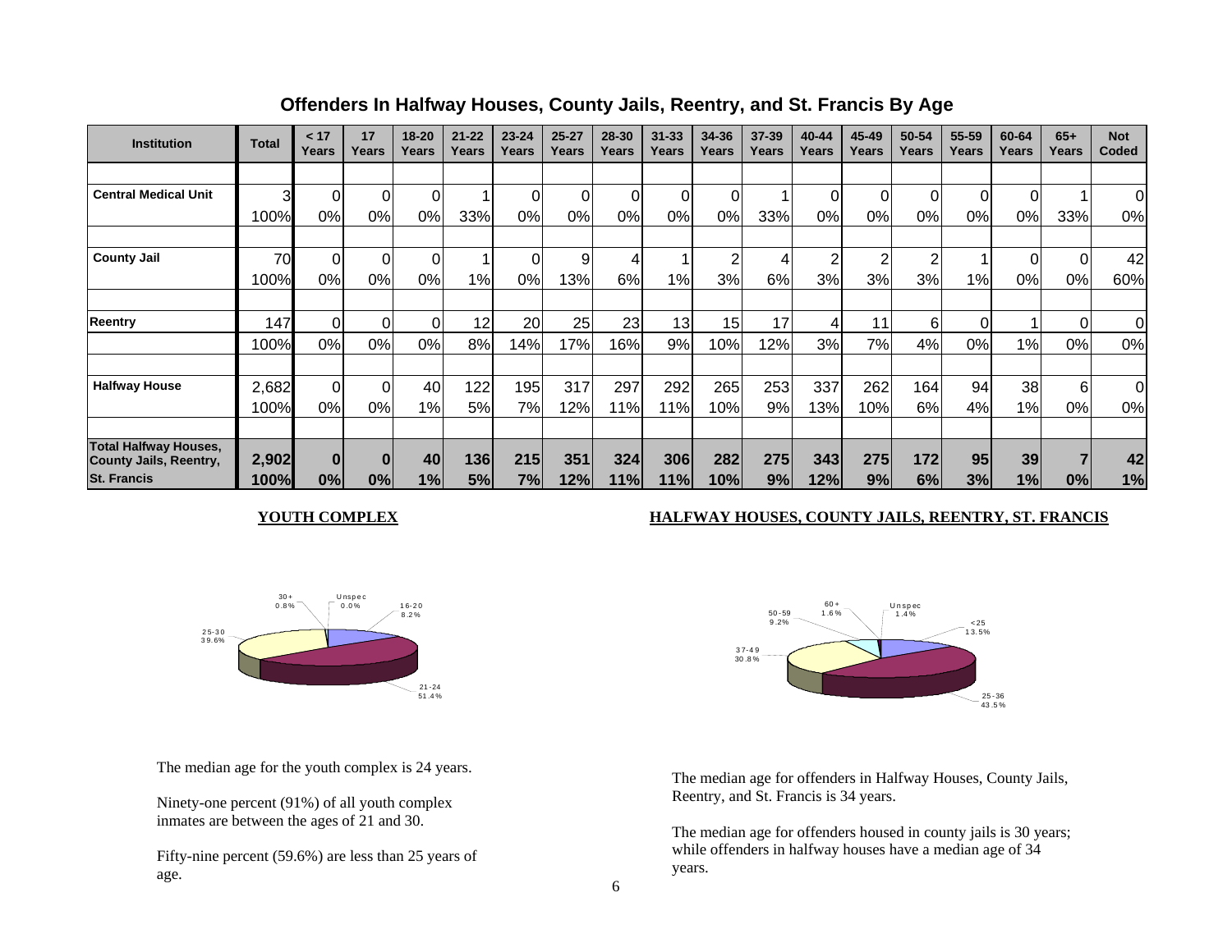## Offenders In Halfway Houses, County Jails, Reentry, and St. Francis By Age

| Institution | Total | < 17 Years | 17 Years | 18-20 Years | 21-22 Years | 23-24 Years | 25-27 Years | 28-30 Years | 31-33 Years | 34-36 Years | 37-39 Years | 40-44 Years | 45-49 Years | 50-54 Years | 55-59 Years | 60-64 Years | 65+ Years | Not Coded |
|---|---|---|---|---|---|---|---|---|---|---|---|---|---|---|---|---|---|---|
| **Central Medical Unit** | 3 | 0 | 0 | 0 | 1 | 0 | 0 | 0 | 0 | 0 | 1 | 0 | 0 | 0 | 0 | 0 | 1 | 0 |
| | 100% | 0% | 0% | 0% | 33% | 0% | 0% | 0% | 0% | 0% | 33% | 0% | 0% | 0% | 0% | 0% | 33% | 0% |
| **County Jail** | 70 | 0 | 0 | 0 | 1 | 0 | 9 | 4 | 1 | 2 | 4 | 2 | 2 | 2 | 1 | 0 | 0 | 42 |
| | 100% | 0% | 0% | 0% | 1% | 0% | 13% | 6% | 1% | 3% | 6% | 3% | 3% | 3% | 1% | 0% | 0% | 60% |
| **Reentry** | 147 | 0 | 0 | 0 | 12 | 20 | 25 | 23 | 13 | 15 | 17 | 4 | 11 | 6 | 0 | 1 | 0 | 0 |
| | 100% | 0% | 0% | 0% | 8% | 14% | 17% | 16% | 9% | 10% | 12% | 3% | 7% | 4% | 0% | 1% | 0% | 0% |
| **Halfway House** | 2,682 | 0 | 0 | 40 | 122 | 195 | 317 | 297 | 292 | 265 | 253 | 337 | 262 | 164 | 94 | 38 | 6 | 0 |
| | 100% | 0% | 0% | 1% | 5% | 7% | 12% | 11% | 11% | 10% | 9% | 13% | 10% | 6% | 4% | 1% | 0% | 0% |
| **Total Halfway Houses, County Jails, Reentry, St. Francis** | **2,902** | **0** | **0** | **40** | **136** | **215** | **351** | **324** | **306** | **282** | **275** | **343** | **275** | **172** | **95** | **39** | **7** | **42** |
| | **100%** | **0%** | **0%** | **1%** | **5%** | **7%** | **12%** | **11%** | **11%** | **10%** | **9%** | **12%** | **9%** | **6%** | **3%** | **1%** | **0%** | **1%** |

**YOUTH COMPLEX**

30+ 0.8%
Unspec 0.0%
16-20 8.2%
25-30 39.6%
21-24 51.4%

The median age for the youth complex is 24 years.

Ninety-one percent (91%) of all youth complex inmates are between the ages of 21 and 30.

Fifty-nine percent (59.6%) are less than 25 years of age.

**HALFWAY HOUSES, COUNTY JAILS, REENTRY, ST. FRANCIS**

60+ 1.6%
Unspec 1.4%
50-59 9.2%
<25 13.5%
37-49 30.8%
25-36 43.5%

The median age for offenders in Halfway Houses, County Jails, Reentry, and St. Francis is 34 years.

The median age for offenders housed in county jails is 30 years; while offenders in halfway houses have a median age of 34 years.